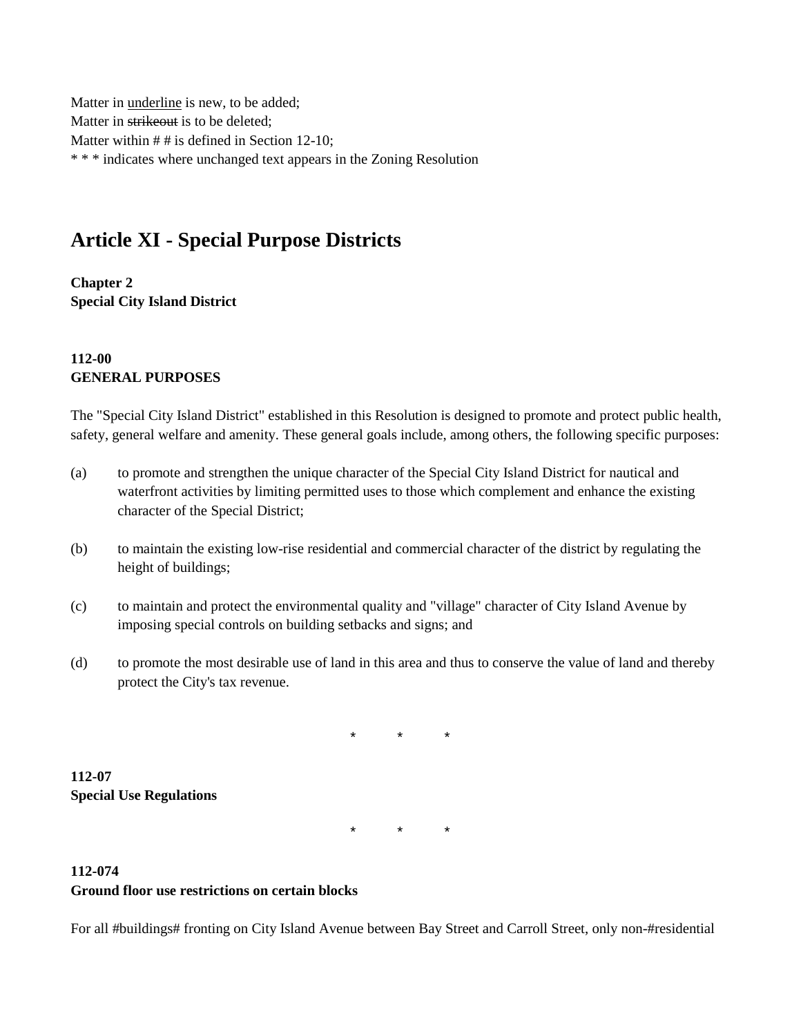Matter in <u>underline</u> is new, to be added;
Matter in ~~strikeout~~ is to be deleted;
Matter within # # is defined in Section 12-10;
* * * indicates where unchanged text appears in the Zoning Resolution

# Article XI - Special Purpose Districts

**Chapter 2**
**Special City Island District**

**112-00**
**GENERAL PURPOSES**

The "Special City Island District" established in this Resolution is designed to promote and protect public health, safety, general welfare and amenity. These general goals include, among others, the following specific purposes:

(a) to promote and strengthen the unique character of the Special City Island District for nautical and waterfront activities by limiting permitted uses to those which complement and enhance the existing character of the Special District;

(b) to maintain the existing low-rise residential and commercial character of the district by regulating the height of buildings;

(c) to maintain and protect the environmental quality and "village" character of City Island Avenue by imposing special controls on building setbacks and signs; and

(d) to promote the most desirable use of land in this area and thus to conserve the value of land and thereby protect the City's tax revenue.

\* \* \*

**112-07**
**Special Use Regulations**

\* \* \*

**112-074**
**Ground floor use restrictions on certain blocks**

For all #buildings# fronting on City Island Avenue between Bay Street and Carroll Street, only non-#residential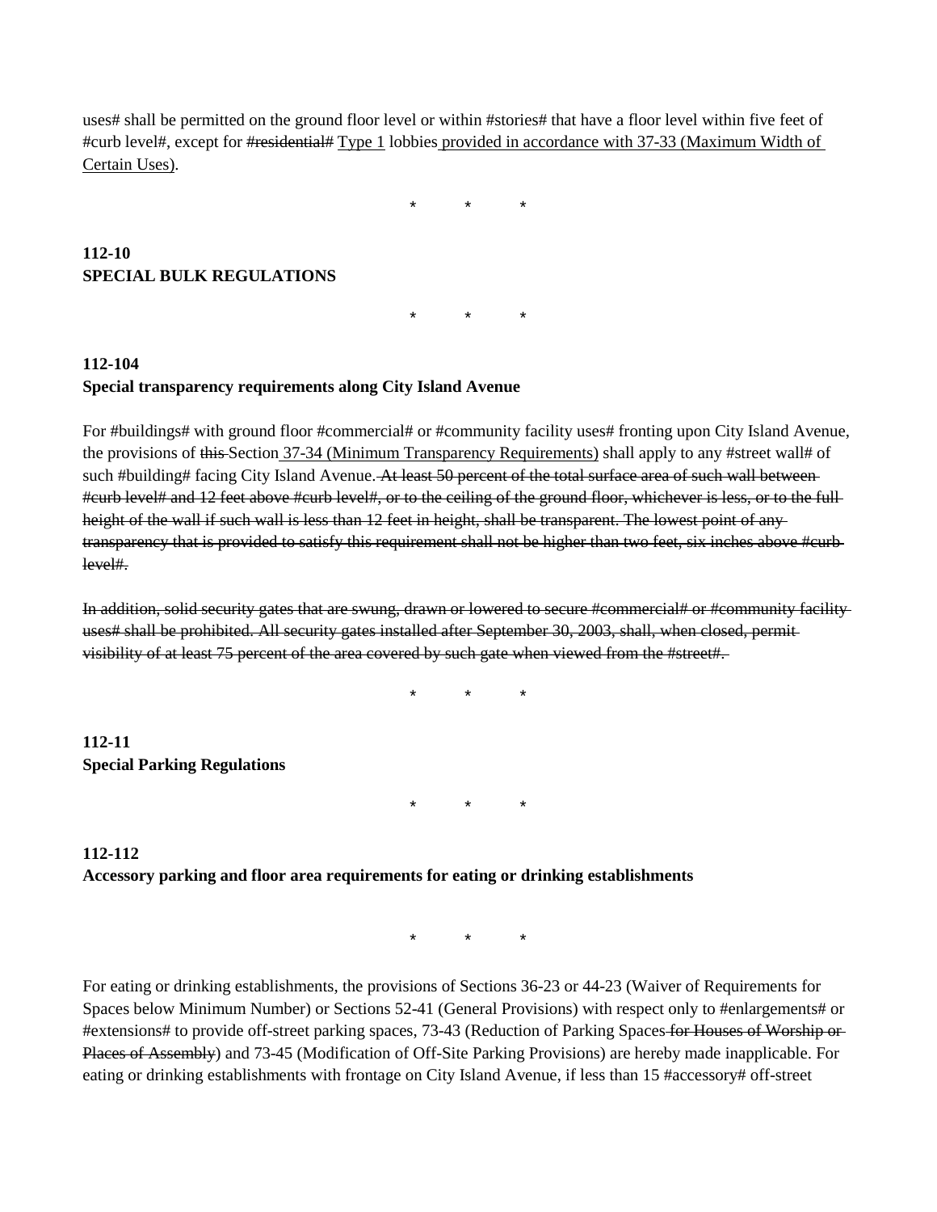uses# shall be permitted on the ground floor level or within #stories# that have a floor level within five feet of #curb level#, except for ~~#residential#~~ <u>Type 1</u> lobbies <u>provided in accordance with 37-33 (Maximum Width of Certain Uses)</u>.

\*        \*        \*

**112-10**
**SPECIAL BULK REGULATIONS**

\*        \*        \*

**112-104**
**Special transparency requirements along City Island Avenue**

For #buildings# with ground floor #commercial# or #community facility uses# fronting upon City Island Avenue, the provisions of ~~this~~ Section <u>37-34 (Minimum Transparency Requirements)</u> shall apply to any #street wall# of such #building# facing City Island Avenue. ~~At least 50 percent of the total surface area of such wall between #curb level# and 12 feet above #curb level#, or to the ceiling of the ground floor, whichever is less, or to the full height of the wall if such wall is less than 12 feet in height, shall be transparent. The lowest point of any transparency that is provided to satisfy this requirement shall not be higher than two feet, six inches above #curb level#.~~

~~In addition, solid security gates that are swung, drawn or lowered to secure #commercial# or #community facility uses# shall be prohibited. All security gates installed after September 30, 2003, shall, when closed, permit visibility of at least 75 percent of the area covered by such gate when viewed from the #street#.~~

\*        \*        \*

**112-11**
**Special Parking Regulations**

\*        \*        \*

**112-112**
**Accessory parking and floor area requirements for eating or drinking establishments**

\*        \*        \*

For eating or drinking establishments, the provisions of Sections 36-23 or 44-23 (Waiver of Requirements for Spaces below Minimum Number) or Sections 52-41 (General Provisions) with respect only to #enlargements# or #extensions# to provide off-street parking spaces, 73-43 (Reduction of Parking Spaces ~~for Houses of Worship or Places of Assembly~~) and 73-45 (Modification of Off-Site Parking Provisions) are hereby made inapplicable. For eating or drinking establishments with frontage on City Island Avenue, if less than 15 #accessory# off-street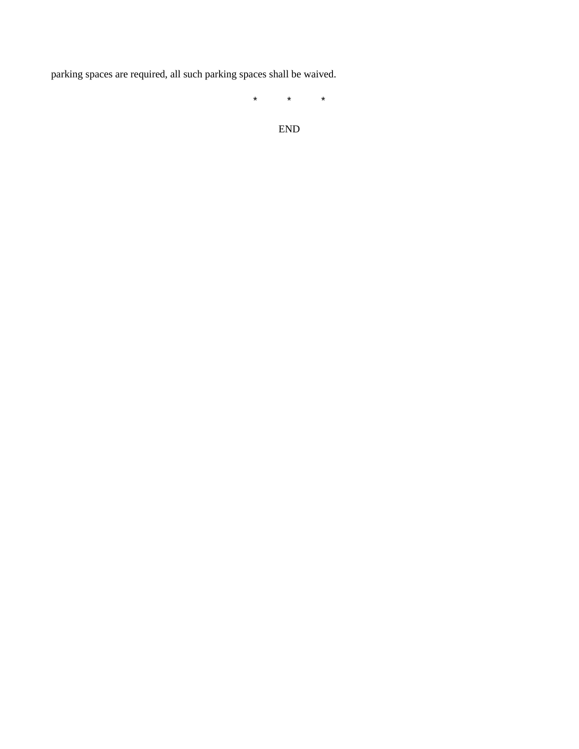parking spaces are required, all such parking spaces shall be waived.

\*    \*    \*

END

parking spaces are required, all such parking spaces shall be waived.

*    *    *

END